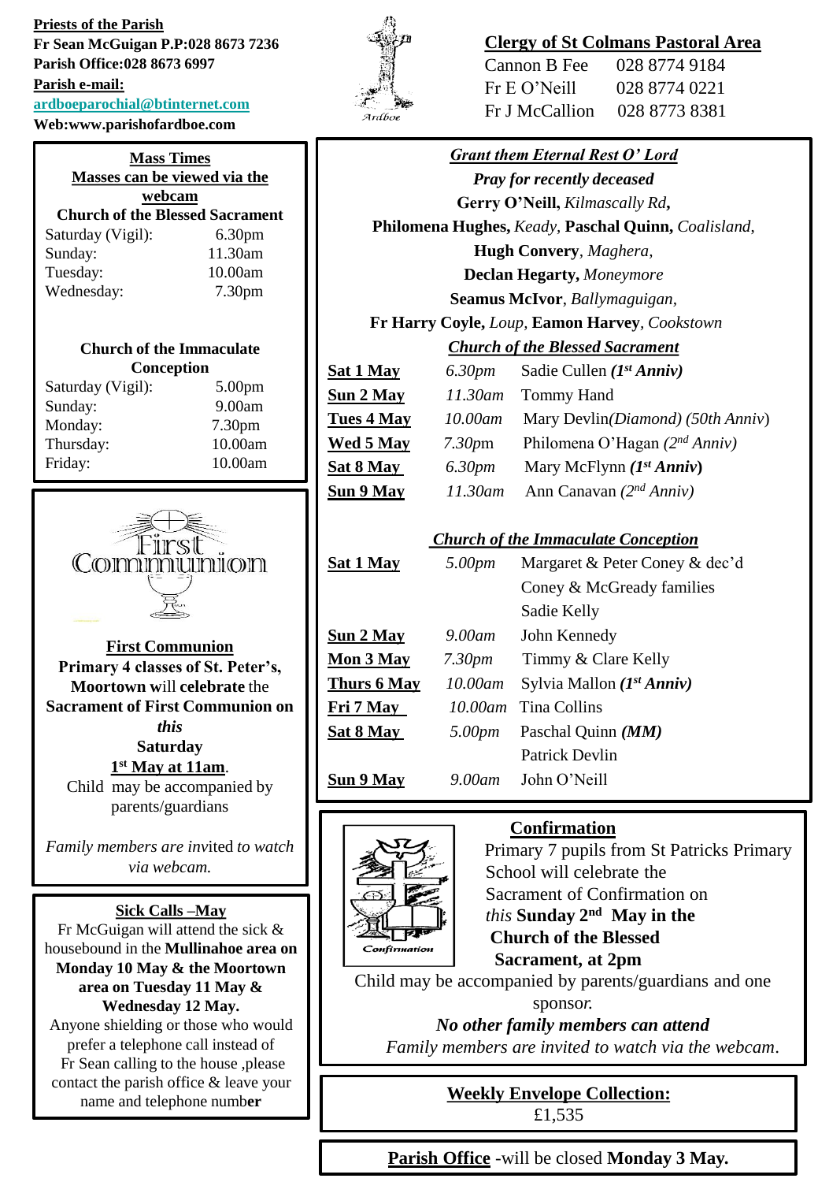**Priests of the Parish**

**Fr Sean McGuigan P.P:028 8673 7236**
**Parish Office:028 8673 6997**
**Parish e-mail:**
**ardboeparochial@btinternet.com**
**Web:www.parishofardboe.com**

## Clergy of St Colmans Pastoral Area

| | |
|---|---|
| Cannon B Fee | 028 8774 9184 |
| Fr E O'Neill | 028 8774 0221 |
| Fr J McCallion | 028 8773 8381 |

## Mass Times

**Masses can be viewed via the webcam**

**Church of the Blessed Sacrament**

| | |
|---|---|
| Saturday (Vigil): | 6.30pm |
| Sunday: | 11.30am |
| Tuesday: | 10.00am |
| Wednesday: | 7.30pm |

**Church of the Immaculate Conception**

| | |
|---|---|
| Saturday (Vigil): | 5.00pm |
| Sunday: | 9.00am |
| Monday: | 7.30pm |
| Thursday: | 10.00am |
| Friday: | 10.00am |

## First Communion

**Primary 4 classes of St. Peter's, Moortown** will **celebrate** the **Sacrament of First Communion on** *this* **Saturday** **1st May at 11am**.
Child may be accompanied by parents/guardians

*Family members are invited to watch via webcam.*

## Sick Calls –May

Fr McGuigan will attend the sick & housebound in the **Mullinahoe area on Monday 10 May & the Moortown area on Tuesday 11 May & Wednesday 12 May.**
Anyone shielding or those who would prefer a telephone call instead of Fr Sean calling to the house ,please contact the parish office & leave your name and telephone number

## *Grant them Eternal Rest O' Lord*

***Pray for recently deceased***

**Gerry O'Neill,** *Kilmascally Rd*,
**Philomena Hughes,** *Keady*, **Paschal Quinn,** *Coalisland*,
**Hugh Convery**, *Maghera*,
**Declan Hegarty,** *Moneymore*
**Seamus McIvor**, *Ballymaguigan*,
**Fr Harry Coyle,** *Loup*, **Eamon Harvey**, *Cookstown*

### *Church of the Blessed Sacrament*

| | | |
|---|---|---|
| **Sat 1 May** | *6.30pm* | Sadie Cullen ***(1st Anniv)*** |
| **Sun 2 May** | *11.30am* | Tommy Hand |
| **Tues 4 May** | *10.00am* | Mary Devlin*(Diamond) (50th Anniv)* |
| **Wed 5 May** | *7.30pm* | Philomena O'Hagan *(2nd Anniv)* |
| **Sat 8 May** | *6.30pm* | Mary McFlynn ***(1st Anniv)*** |
| **Sun 9 May** | *11.30am* | Ann Canavan *(2nd Anniv)* |

### *Church of the Immaculate Conception*

| | | |
|---|---|---|
| **Sat 1 May** | *5.00pm* | Margaret & Peter Coney & dec'd Coney & McGready families |
| | | Sadie Kelly |
| **Sun 2 May** | *9.00am* | John Kennedy |
| **Mon 3 May** | *7.30pm* | Timmy & Clare Kelly |
| **Thurs 6 May** | *10.00am* | Sylvia Mallon ***(1st Anniv)*** |
| **Fri 7 May** | *10.00am* | Tina Collins |
| **Sat 8 May** | *5.00pm* | Paschal Quinn ***(MM)*** |
| | | Patrick Devlin |
| **Sun 9 May** | *9.00am* | John O'Neill |

## Confirmation

Primary 7 pupils from St Patricks Primary School will celebrate the Sacrament of Confirmation on *this* **Sunday 2nd May in the Church of the Blessed Sacrament, at 2pm**
Child may be accompanied by parents/guardians and one sponsor.
***No other family members can attend***
*Family members are invited to watch via the webcam.*

**Weekly Envelope Collection:**
£1,535

**Parish Office** -will be closed **Monday 3 May.**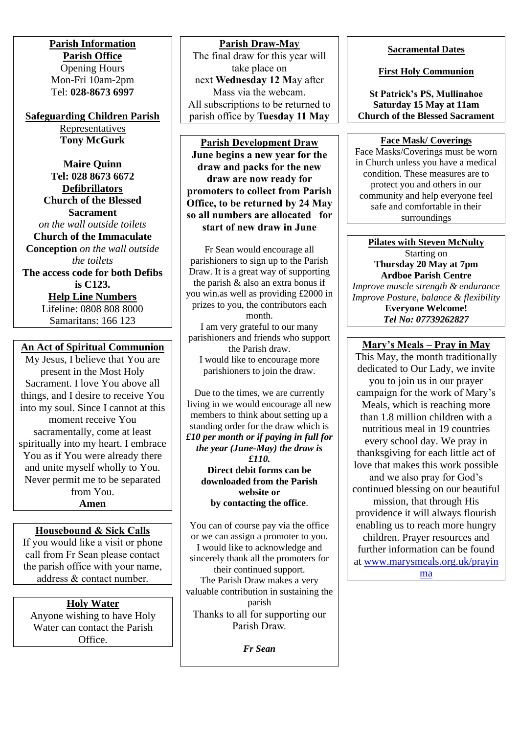## Parish Information

**Parish Office**

Opening Hours
Mon-Fri 10am-2pm
Tel: **028-8673 6997**

**Safeguarding Children Parish**
Representatives
**Tony McGurk**

**Maire Quinn**
**Tel: 028 8673 6672**

**Defibrillators**

**Church of the Blessed Sacrament** *on the wall outside toilets*

**Church of the Immaculate Conception** *on the wall outside the toilets*

**The access code for both Defibs is C123.**

**Help Line Numbers**

Lifeline: 0808 808 8000
Samaritans: 166 123

## An Act of Spiritual Communion

My Jesus, I believe that You are present in the Most Holy Sacrament. I love You above all things, and I desire to receive You into my soul. Since I cannot at this moment receive You sacramentally, come at least spiritually into my heart. I embrace You as if You were already there and unite myself wholly to You. Never permit me to be separated from You.
**Amen**

## Housebound & Sick Calls

If you would like a visit or phone call from Fr Sean please contact the parish office with your name, address & contact number.

## Holy Water

Anyone wishing to have Holy Water can contact the Parish Office.

## Parish Draw-May

The final draw for this year will take place on next **Wednesday 12 M**ay after Mass via the webcam.
All subscriptions to be returned to parish office by **Tuesday 11 May**

## Parish Development Draw

**June begins a new year for the draw and packs for the new draw are now ready for promoters to collect from Parish Office, to be returned by 24 May so all numbers are allocated for start of new draw in June**

Fr Sean would encourage all parishioners to sign up to the Parish Draw. It is a great way of supporting the parish & also an extra bonus if you win.as well as providing £2000 in prizes to you, the contributors each month.
I am very grateful to our many parishioners and friends who support the Parish draw.
I would like to encourage more parishioners to join the draw.

Due to the times, we are currently living in we would encourage all new members to think about setting up a standing order for the draw which is ***£10 per month or if paying in full for the year (June-May) the draw is £110.***
**Direct debit forms can be downloaded from the Parish website or by contacting the office**.

You can of course pay via the office or we can assign a promoter to you.
I would like to acknowledge and sincerely thank all the promoters for their continued support.
The Parish Draw makes a very valuable contribution in sustaining the parish
Thanks to all for supporting our Parish Draw.

***Fr Sean***

## Sacramental Dates

**First Holy Communion**

**St Patrick's PS, Mullinahoe**
**Saturday 15 May at 11am**
**Church of the Blessed Sacrament**

## Face Mask/ Coverings

Face Masks/Coverings must be worn in Church unless you have a medical condition. These measures are to protect you and others in our community and help everyone feel safe and comfortable in their surroundings

## Pilates with Steven McNulty

Starting on
**Thursday 20 May at 7pm**
**Ardboe Parish Centre**
*Improve muscle strength & endurance*
*Improve Posture, balance & flexibility*
**Everyone Welcome!**
***Tel No: 07739262827***

## Mary's Meals – Pray in May

This May, the month traditionally dedicated to Our Lady, we invite you to join us in our prayer campaign for the work of Mary's Meals, which is reaching more than 1.8 million children with a nutritious meal in 19 countries every school day. We pray in thanksgiving for each little act of love that makes this work possible and we also pray for God's continued blessing on our beautiful mission, that through His providence it will always flourish enabling us to reach more hungry children. Prayer resources and further information can be found at www.marysmeals.org.uk/prayinma